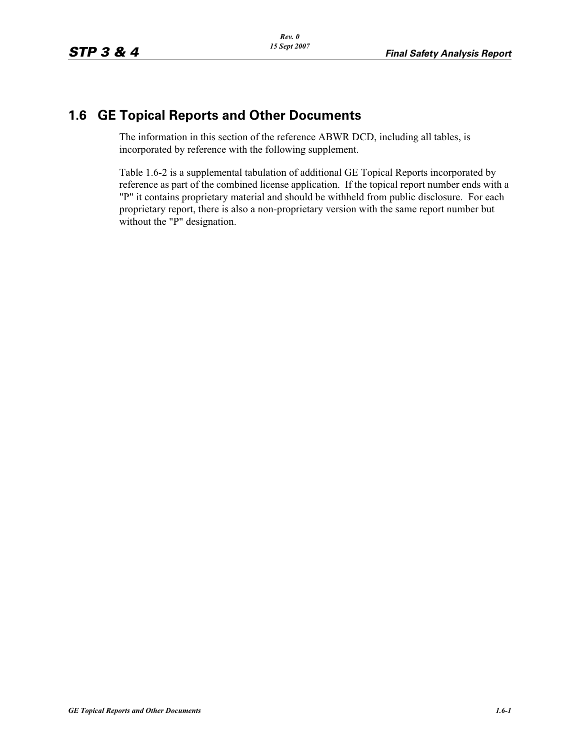## 1.6 GE Topical Reports and Other Documents

The information in this section of the reference ABWR DCD, including all tables, is incorporated by reference with the following supplement.

Table 1.6-2 is a supplemental tabulation of additional GE Topical Reports incorporated by reference as part of the combined license application. If the topical report number ends with a "P" it contains proprietary material and should be withheld from public disclosure. For each proprietary report, there is also a non-proprietary version with the same report number but without the "P" designation.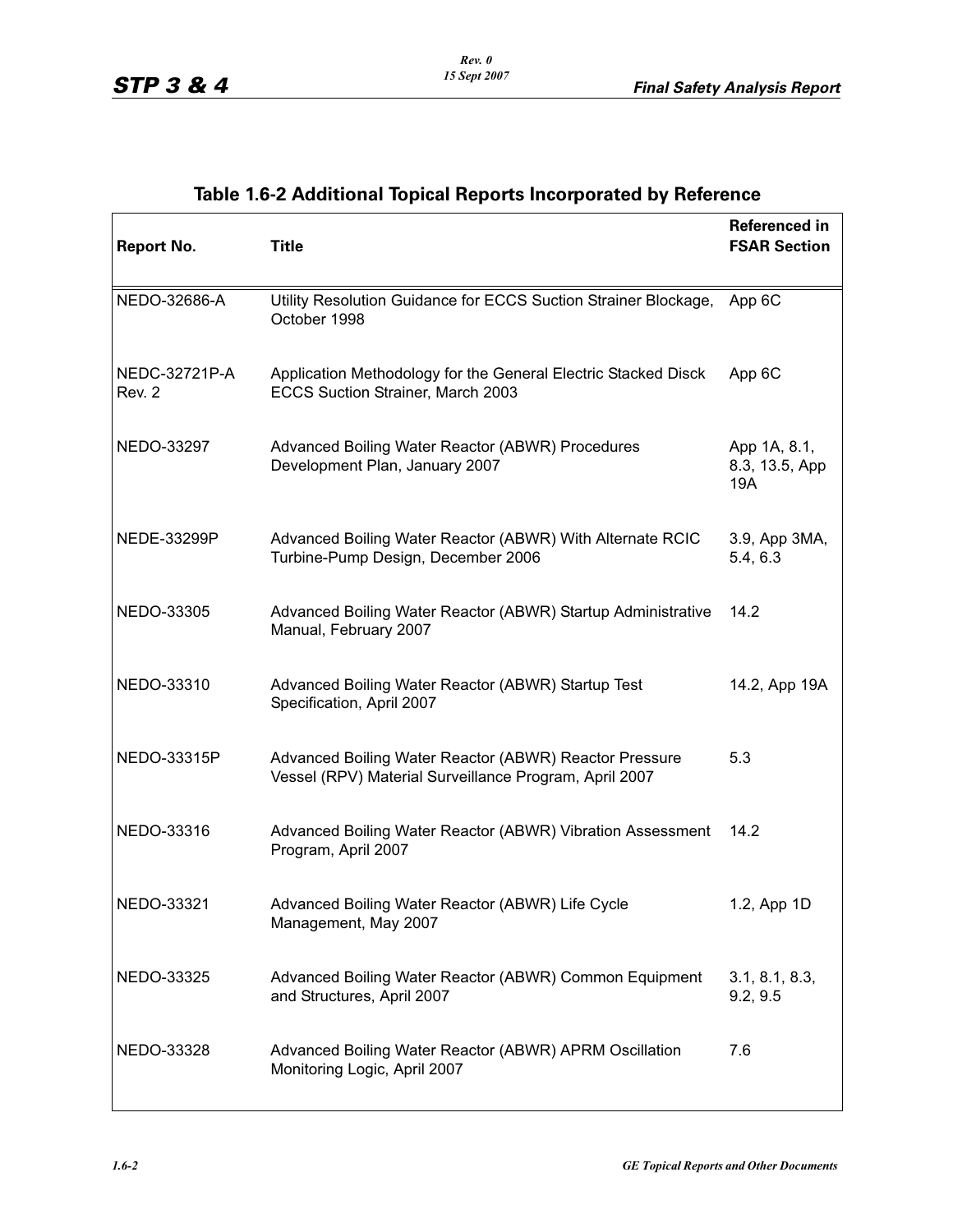## Table 1.6-2 Additional Topical Reports Incorporated by Reference

| Report No. | Title | Referenced in FSAR Section |
|---|---|---|
| NEDO-32686-A | Utility Resolution Guidance for ECCS Suction Strainer Blockage, October 1998 | App 6C |
| NEDC-32721P-A Rev. 2 | Application Methodology for the General Electric Stacked Disck ECCS Suction Strainer, March 2003 | App 6C |
| NEDO-33297 | Advanced Boiling Water Reactor (ABWR) Procedures Development Plan, January 2007 | App 1A, 8.1, 8.3, 13.5, App 19A |
| NEDE-33299P | Advanced Boiling Water Reactor (ABWR) With Alternate RCIC Turbine-Pump Design, December 2006 | 3.9, App 3MA, 5.4, 6.3 |
| NEDO-33305 | Advanced Boiling Water Reactor (ABWR) Startup Administrative Manual, February 2007 | 14.2 |
| NEDO-33310 | Advanced Boiling Water Reactor (ABWR) Startup Test Specification, April 2007 | 14.2, App 19A |
| NEDO-33315P | Advanced Boiling Water Reactor (ABWR) Reactor Pressure Vessel (RPV) Material Surveillance Program, April 2007 | 5.3 |
| NEDO-33316 | Advanced Boiling Water Reactor (ABWR) Vibration Assessment Program, April 2007 | 14.2 |
| NEDO-33321 | Advanced Boiling Water Reactor (ABWR) Life Cycle Management, May 2007 | 1.2, App 1D |
| NEDO-33325 | Advanced Boiling Water Reactor (ABWR) Common Equipment and Structures, April 2007 | 3.1, 8.1, 8.3, 9.2, 9.5 |
| NEDO-33328 | Advanced Boiling Water Reactor (ABWR) APRM Oscillation Monitoring Logic, April 2007 | 7.6 |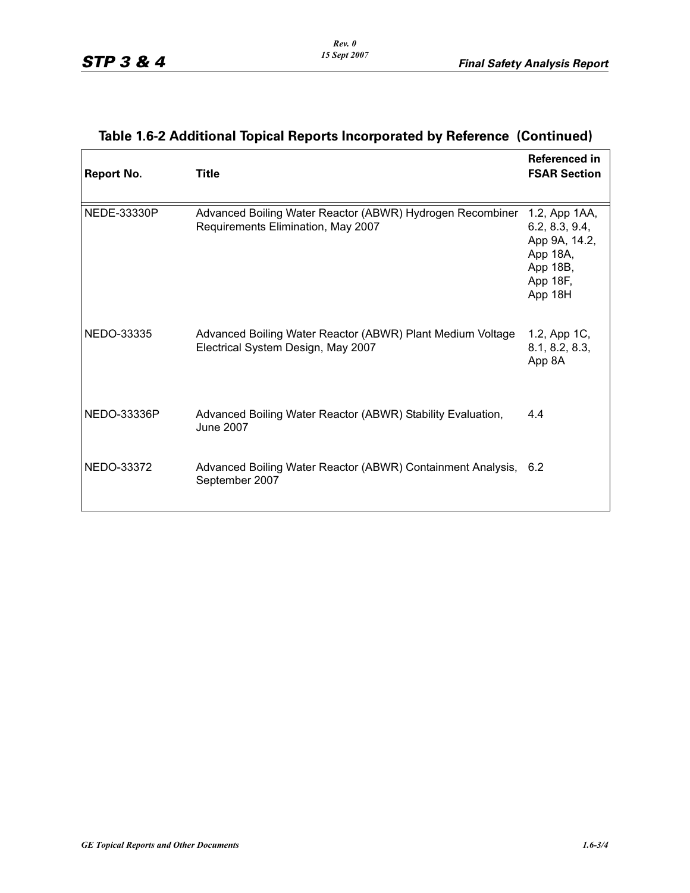## Table 1.6-2 Additional Topical Reports Incorporated by Reference (Continued)

| Report No. | Title | Referenced in FSAR Section |
|---|---|---|
| NEDE-33330P | Advanced Boiling Water Reactor (ABWR) Hydrogen Recombiner Requirements Elimination, May 2007 | 1.2, App 1AA, 6.2, 8.3, 9.4, App 9A, 14.2, App 18A, App 18B, App 18F, App 18H |
| NEDO-33335 | Advanced Boiling Water Reactor (ABWR) Plant Medium Voltage Electrical System Design, May 2007 | 1.2, App 1C, 8.1, 8.2, 8.3, App 8A |
| NEDO-33336P | Advanced Boiling Water Reactor (ABWR) Stability Evaluation, June 2007 | 4.4 |
| NEDO-33372 | Advanced Boiling Water Reactor (ABWR) Containment Analysis, September 2007 | 6.2 |